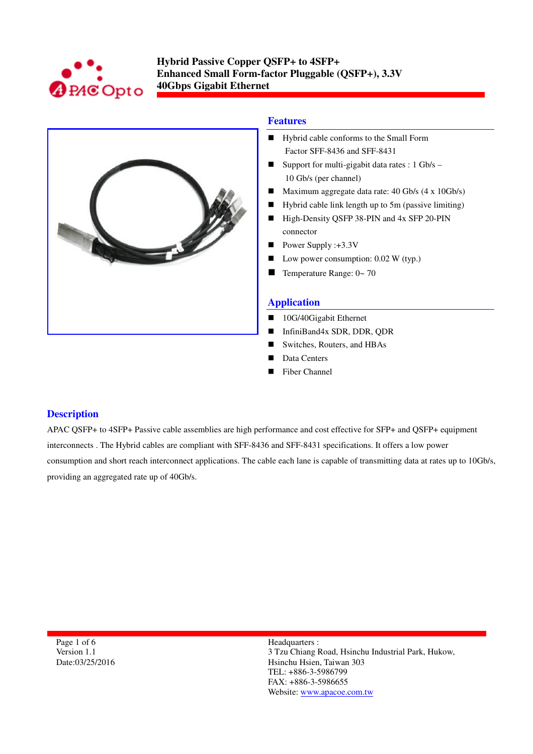# Hybrid Passive Copper QSFP+ to 4SFP+ Enhanced Small Form-factor Pluggable (QSFP+), 3.3V 40Gbps Gigabit Ethernet

## Features

- Hybrid cable conforms to the Small Form Factor SFF-8436 and SFF-8431
- Support for multi-gigabit data rates : 1 Gb/s – 10 Gb/s (per channel)
- Maximum aggregate data rate: 40 Gb/s (4 x 10Gb/s)
- Hybrid cable link length up to 5m (passive limiting)
- High-Density QSFP 38-PIN and 4x SFP 20-PIN connector
- Power Supply :+3.3V
- Low power consumption: 0.02 W (typ.)
- Temperature Range: 0~ 70

## Application

- 10G/40Gigabit Ethernet
- InfiniBand4x SDR, DDR, QDR
- Switches, Routers, and HBAs
- Data Centers
- Fiber Channel

## Description

APAC QSFP+ to 4SFP+ Passive cable assemblies are high performance and cost effective for SFP+ and QSFP+ equipment interconnects . The Hybrid cables are compliant with SFF-8436 and SFF-8431 specifications. It offers a low power consumption and short reach interconnect applications. The cable each lane is capable of transmitting data at rates up to 10Gb/s, providing an aggregated rate up of 40Gb/s.

Version 1.1
Date:03/25/2016

Headquarters :
3 Tzu Chiang Road, Hsinchu Industrial Park, Hukow, Hsinchu Hsien, Taiwan 303
TEL: +886-3-5986799
FAX: +886-3-5986655
Website: www.apacoe.com.tw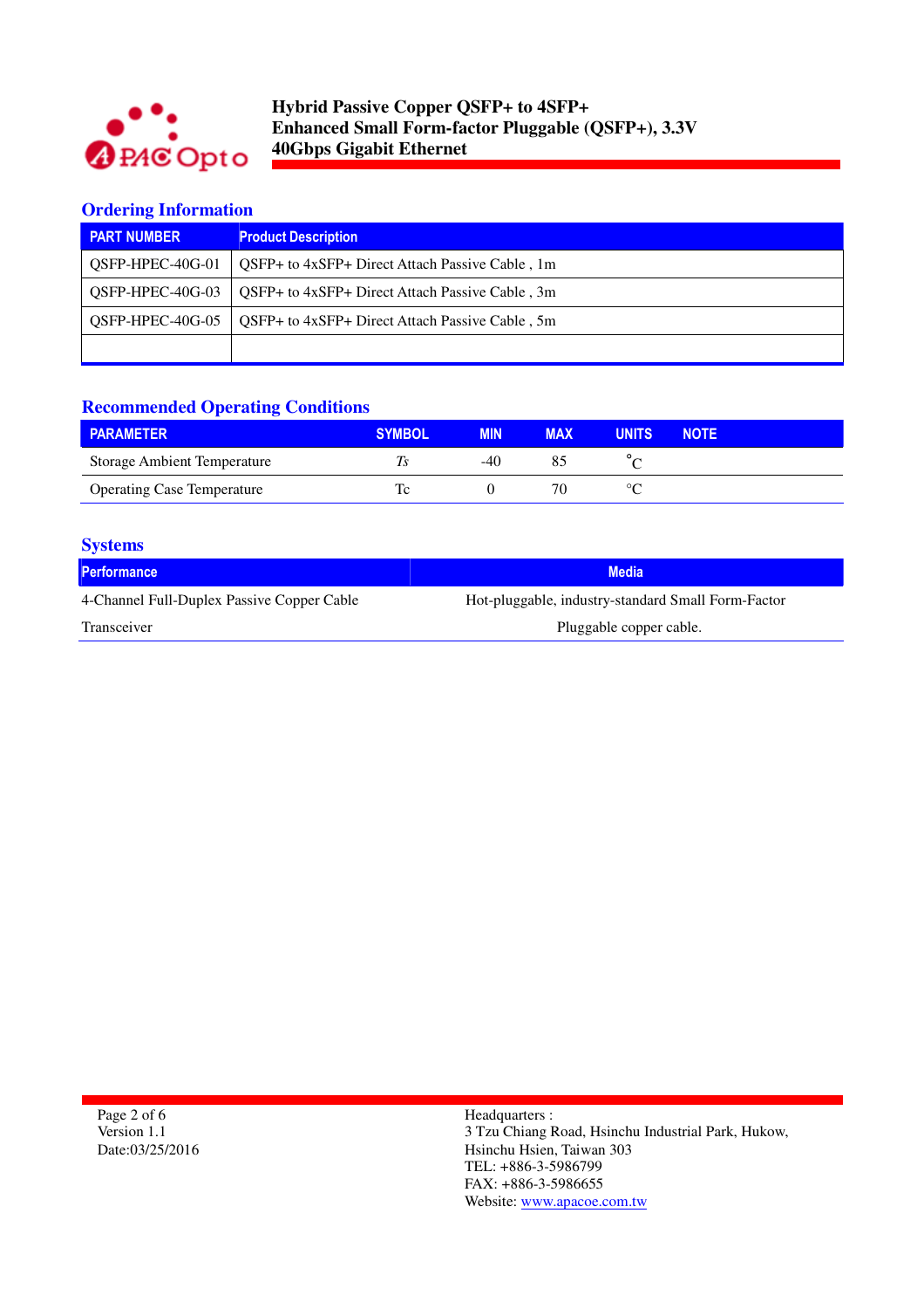## Ordering Information

| PART NUMBER | Product Description |
|---|---|
| QSFP-HPEC-40G-01 | QSFP+ to 4xSFP+ Direct Attach Passive Cable , 1m |
| QSFP-HPEC-40G-03 | QSFP+ to 4xSFP+ Direct Attach Passive Cable , 3m |
| QSFP-HPEC-40G-05 | QSFP+ to 4xSFP+ Direct Attach Passive Cable , 5m |
| | |

## Recommended Operating Conditions

| PARAMETER | SYMBOL | MIN | MAX | UNITS | NOTE |
|---|---|---|---|---|---|
| Storage Ambient Temperature | *Ts* | -40 | 85 | °C | |
| Operating Case Temperature | Tc | 0 | 70 | °C | |

## Systems

| Performance | Media |
|---|---|
| 4-Channel Full-Duplex Passive Copper Cable Transceiver | Hot-pluggable, industry-standard Small Form-Factor Pluggable copper cable. |

Headquarters :
3 Tzu Chiang Road, Hsinchu Industrial Park, Hukow, Hsinchu Hsien, Taiwan 303
TEL: +886-3-5986799
FAX: +886-3-5986655
Website: www.apacoe.com.tw

Version 1.1
Date:03/25/2016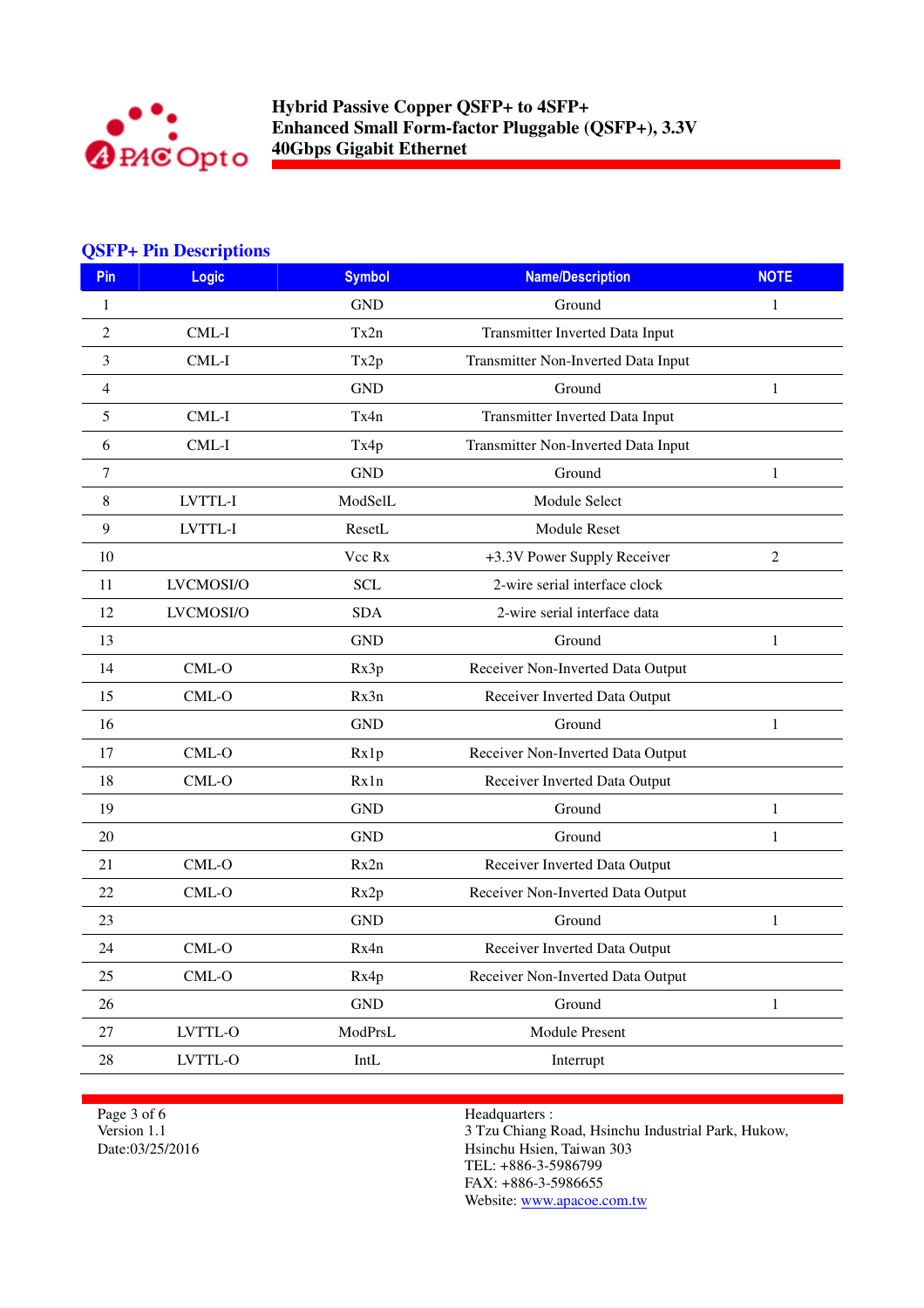## QSFP+ Pin Descriptions

| Pin | Logic | Symbol | Name/Description | NOTE |
|---|---|---|---|---|
| 1 | | GND | Ground | 1 |
| 2 | CML-I | Tx2n | Transmitter Inverted Data Input | |
| 3 | CML-I | Tx2p | Transmitter Non-Inverted Data Input | |
| 4 | | GND | Ground | 1 |
| 5 | CML-I | Tx4n | Transmitter Inverted Data Input | |
| 6 | CML-I | Tx4p | Transmitter Non-Inverted Data Input | |
| 7 | | GND | Ground | 1 |
| 8 | LVTTL-I | ModSelL | Module Select | |
| 9 | LVTTL-I | ResetL | Module Reset | |
| 10 | | Vcc Rx | +3.3V Power Supply Receiver | 2 |
| 11 | LVCMOSI/O | SCL | 2-wire serial interface clock | |
| 12 | LVCMOSI/O | SDA | 2-wire serial interface data | |
| 13 | | GND | Ground | 1 |
| 14 | CML-O | Rx3p | Receiver Non-Inverted Data Output | |
| 15 | CML-O | Rx3n | Receiver Inverted Data Output | |
| 16 | | GND | Ground | 1 |
| 17 | CML-O | Rx1p | Receiver Non-Inverted Data Output | |
| 18 | CML-O | Rx1n | Receiver Inverted Data Output | |
| 19 | | GND | Ground | 1 |
| 20 | | GND | Ground | 1 |
| 21 | CML-O | Rx2n | Receiver Inverted Data Output | |
| 22 | CML-O | Rx2p | Receiver Non-Inverted Data Output | |
| 23 | | GND | Ground | 1 |
| 24 | CML-O | Rx4n | Receiver Inverted Data Output | |
| 25 | CML-O | Rx4p | Receiver Non-Inverted Data Output | |
| 26 | | GND | Ground | 1 |
| 27 | LVTTL-O | ModPrsL | Module Present | |
| 28 | LVTTL-O | IntL | Interrupt | |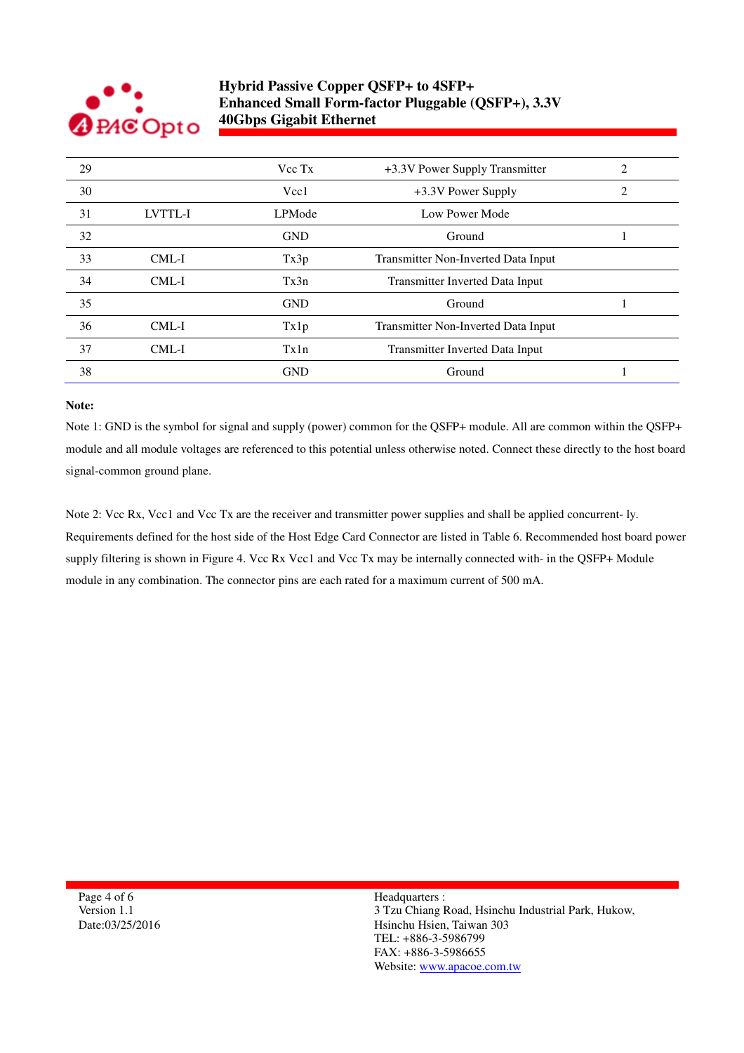| 29 | | Vcc Tx | +3.3V Power Supply Transmitter | 2 |
|---|---|---|---|---|
| 30 | | Vcc1 | +3.3V Power Supply | 2 |
| 31 | LVTTL-I | LPMode | Low Power Mode | |
| 32 | | GND | Ground | 1 |
| 33 | CML-I | Tx3p | Transmitter Non-Inverted Data Input | |
| 34 | CML-I | Tx3n | Transmitter Inverted Data Input | |
| 35 | | GND | Ground | 1 |
| 36 | CML-I | Tx1p | Transmitter Non-Inverted Data Input | |
| 37 | CML-I | Tx1n | Transmitter Inverted Data Input | |
| 38 | | GND | Ground | 1 |

**Note:**

Note 1: GND is the symbol for signal and supply (power) common for the QSFP+ module. All are common within the QSFP+ module and all module voltages are referenced to this potential unless otherwise noted. Connect these directly to the host board signal-common ground plane.

Note 2: Vcc Rx, Vcc1 and Vcc Tx are the receiver and transmitter power supplies and shall be applied concurrent- ly. Requirements defined for the host side of the Host Edge Card Connector are listed in Table 6. Recommended host board power supply filtering is shown in Figure 4. Vcc Rx Vcc1 and Vcc Tx may be internally connected with- in the QSFP+ Module module in any combination. The connector pins are each rated for a maximum current of 500 mA.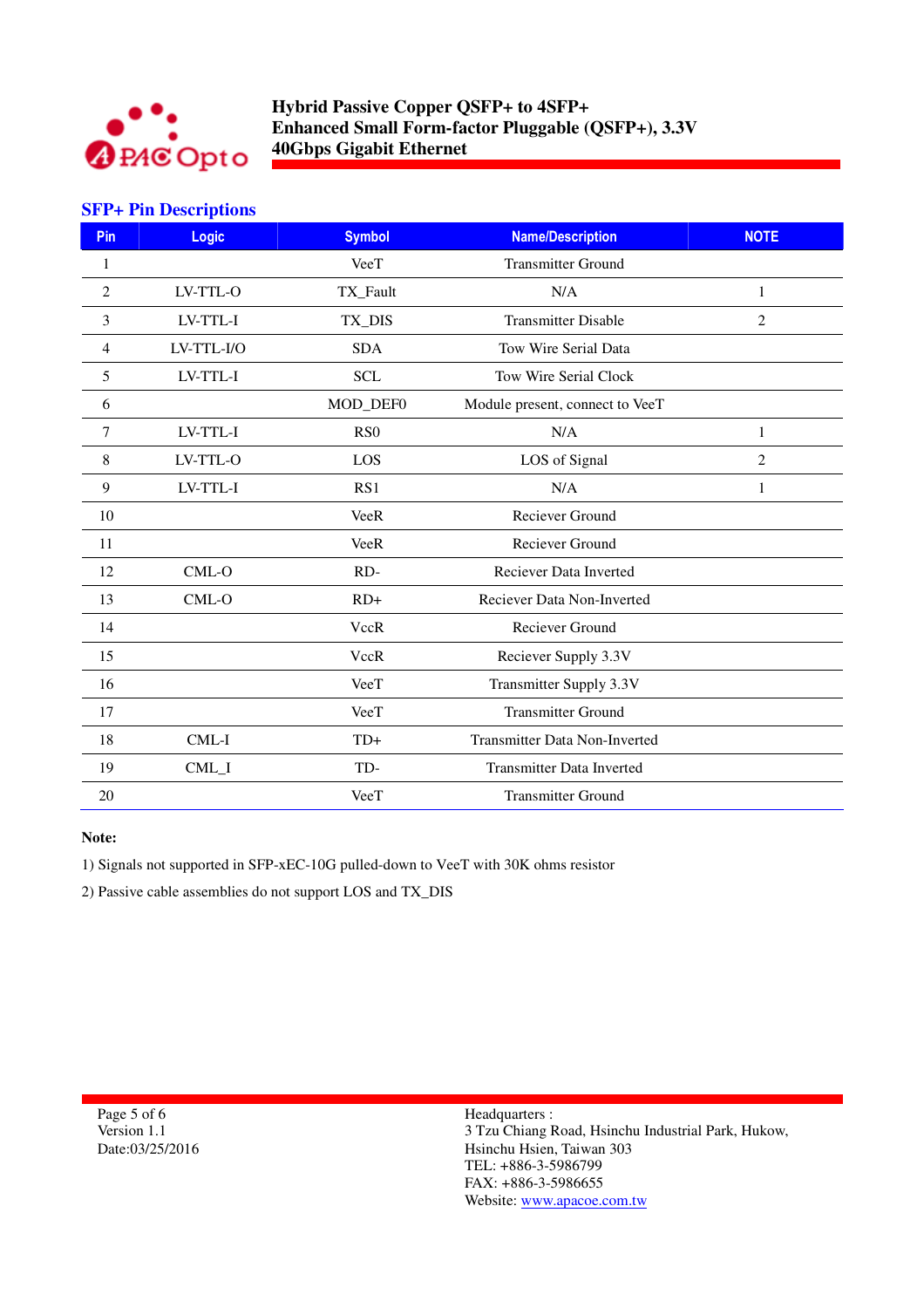## SFP+ Pin Descriptions

| Pin | Logic | Symbol | Name/Description | NOTE |
|---|---|---|---|---|
| 1 | | VeeT | Transmitter Ground | |
| 2 | LV-TTL-O | TX_Fault | N/A | 1 |
| 3 | LV-TTL-I | TX_DIS | Transmitter Disable | 2 |
| 4 | LV-TTL-I/O | SDA | Tow Wire Serial Data | |
| 5 | LV-TTL-I | SCL | Tow Wire Serial Clock | |
| 6 | | MOD_DEF0 | Module present, connect to VeeT | |
| 7 | LV-TTL-I | RS0 | N/A | 1 |
| 8 | LV-TTL-O | LOS | LOS of Signal | 2 |
| 9 | LV-TTL-I | RS1 | N/A | 1 |
| 10 | | VeeR | Reciever Ground | |
| 11 | | VeeR | Reciever Ground | |
| 12 | CML-O | RD- | Reciever Data Inverted | |
| 13 | CML-O | RD+ | Reciever Data Non-Inverted | |
| 14 | | VccR | Reciever Ground | |
| 15 | | VccR | Reciever Supply 3.3V | |
| 16 | | VeeT | Transmitter Supply 3.3V | |
| 17 | | VeeT | Transmitter Ground | |
| 18 | CML-I | TD+ | Transmitter Data Non-Inverted | |
| 19 | CML_I | TD- | Transmitter Data Inverted | |
| 20 | | VeeT | Transmitter Ground | |

**Note:**

1) Signals not supported in SFP-xEC-10G pulled-down to VeeT with 30K ohms resistor

2) Passive cable assemblies do not support LOS and TX_DIS

Headquarters :
3 Tzu Chiang Road, Hsinchu Industrial Park, Hukow,
Hsinchu Hsien, Taiwan 303
TEL: +886-3-5986799
FAX: +886-3-5986655
Website: www.apacoe.com.tw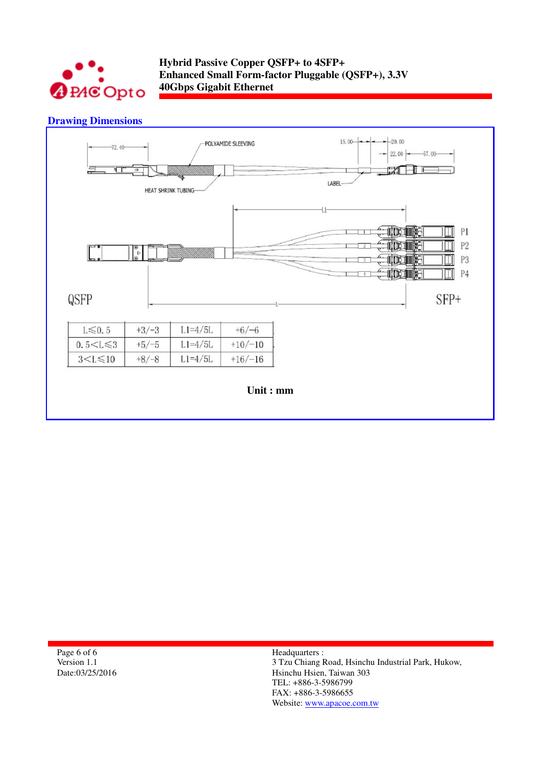## Drawing Dimensions

72.40

POLYAMIDE SLEEVING

HEAT SHRINK TUBING

15.00

20.00

22.00

57.00

LABEL

L1

P1

P2

P3

P4

QSFP

SFP+

L

| | | | |
|---|---|---|---|
| L≤0.5 | +3/−3 | L1=4/5L | +6/−6 |
| 0.5<L≤3 | +5/−5 | L1=4/5L | +10/−10 |
| 3<L≤10 | +8/−8 | L1=4/5L | +16/−16 |

**Unit : mm**

Version 1.1
Date:03/25/2016

Headquarters :
3 Tzu Chiang Road, Hsinchu Industrial Park, Hukow,
Hsinchu Hsien, Taiwan 303
TEL: +886-3-5986799
FAX: +886-3-5986655
Website: www.apacoe.com.tw